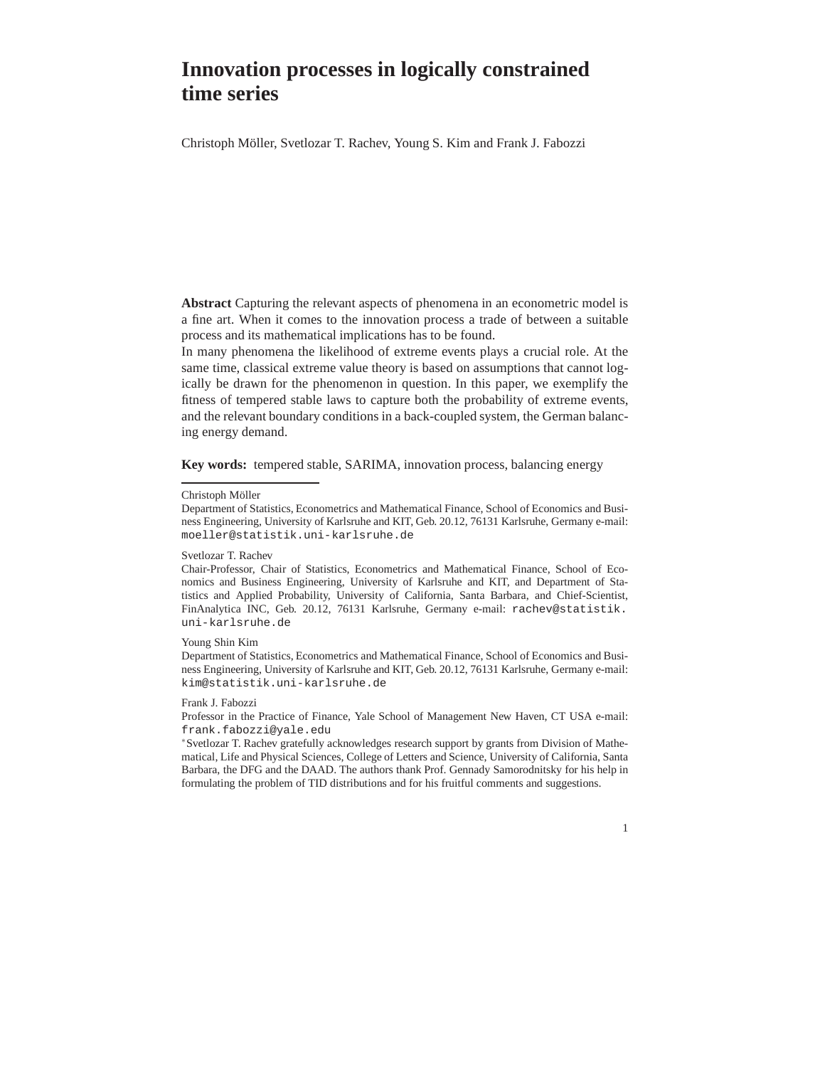# Innovation processes in logically constrained time series

Christoph Möller, Svetlozar T. Rachev, Young S. Kim and Frank J. Fabozzi

**Abstract** Capturing the relevant aspects of phenomena in an econometric model is a fine art. When it comes to the innovation process a trade of between a suitable process and its mathematical implications has to be found.
In many phenomena the likelihood of extreme events plays a crucial role. At the same time, classical extreme value theory is based on assumptions that cannot logically be drawn for the phenomenon in question. In this paper, we exemplify the fitness of tempered stable laws to capture both the probability of extreme events, and the relevant boundary conditions in a back-coupled system, the German balancing energy demand.

**Key words:** tempered stable, SARIMA, innovation process, balancing energy

---

Christoph Möller
Department of Statistics, Econometrics and Mathematical Finance, School of Economics and Business Engineering, University of Karlsruhe and KIT, Geb. 20.12, 76131 Karlsruhe, Germany e-mail: moeller@statistik.uni-karlsruhe.de

Svetlozar T. Rachev
Chair-Professor, Chair of Statistics, Econometrics and Mathematical Finance, School of Economics and Business Engineering, University of Karlsruhe and KIT, and Department of Statistics and Applied Probability, University of California, Santa Barbara, and Chief-Scientist, FinAnalytica INC, Geb. 20.12, 76131 Karlsruhe, Germany e-mail: rachev@statistik.uni-karlsruhe.de

Young Shin Kim
Department of Statistics, Econometrics and Mathematical Finance, School of Economics and Business Engineering, University of Karlsruhe and KIT, Geb. 20.12, 76131 Karlsruhe, Germany e-mail: kim@statistik.uni-karlsruhe.de

Frank J. Fabozzi
Professor in the Practice of Finance, Yale School of Management New Haven, CT USA e-mail: frank.fabozzi@yale.edu

[*] Svetlozar T. Rachev gratefully acknowledges research support by grants from Division of Mathematical, Life and Physical Sciences, College of Letters and Science, University of California, Santa Barbara, the DFG and the DAAD. The authors thank Prof. Gennady Samorodnitsky for his help in formulating the problem of TID distributions and for his fruitful comments and suggestions.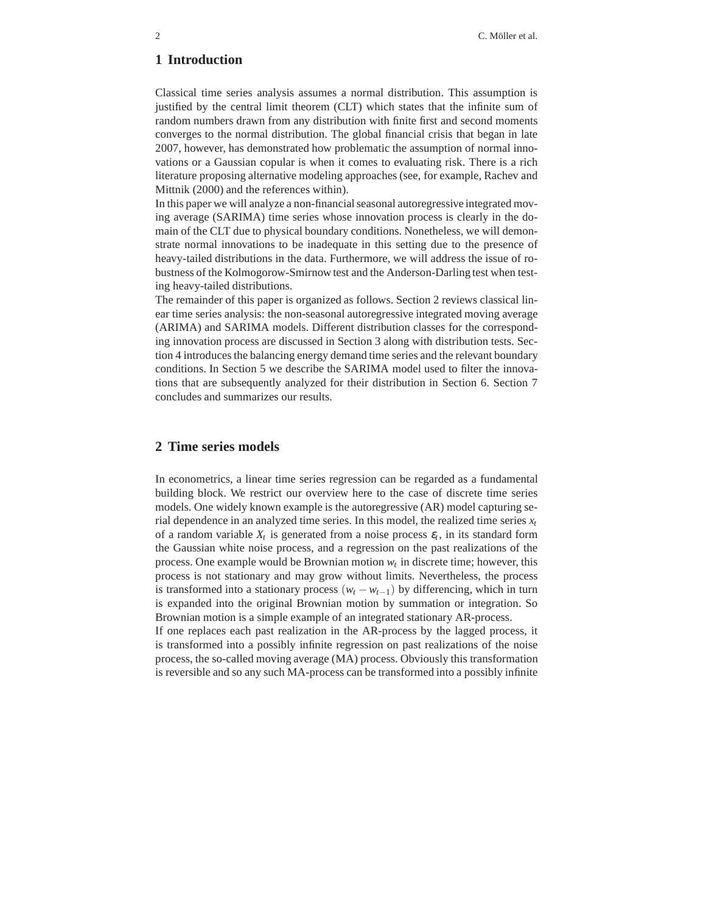## 1 Introduction

Classical time series analysis assumes a normal distribution. This assumption is justified by the central limit theorem (CLT) which states that the infinite sum of random numbers drawn from any distribution with finite first and second moments converges to the normal distribution. The global financial crisis that began in late 2007, however, has demonstrated how problematic the assumption of normal innovations or a Gaussian copular is when it comes to evaluating risk. There is a rich literature proposing alternative modeling approaches (see, for example, Rachev and Mittnik (2000) and the references within).

In this paper we will analyze a non-financial seasonal autoregressive integrated moving average (SARIMA) time series whose innovation process is clearly in the domain of the CLT due to physical boundary conditions. Nonetheless, we will demonstrate normal innovations to be inadequate in this setting due to the presence of heavy-tailed distributions in the data. Furthermore, we will address the issue of robustness of the Kolmogorow-Smirnow test and the Anderson-Darling test when testing heavy-tailed distributions.

The remainder of this paper is organized as follows. Section 2 reviews classical linear time series analysis: the non-seasonal autoregressive integrated moving average (ARIMA) and SARIMA models. Different distribution classes for the corresponding innovation process are discussed in Section 3 along with distribution tests. Section 4 introduces the balancing energy demand time series and the relevant boundary conditions. In Section 5 we describe the SARIMA model used to filter the innovations that are subsequently analyzed for their distribution in Section 6. Section 7 concludes and summarizes our results.

## 2 Time series models

In econometrics, a linear time series regression can be regarded as a fundamental building block. We restrict our overview here to the case of discrete time series models. One widely known example is the autoregressive (AR) model capturing serial dependence in an analyzed time series. In this model, the realized time series $x_t$ of a random variable $X_t$ is generated from a noise process $\varepsilon_t$, in its standard form the Gaussian white noise process, and a regression on the past realizations of the process. One example would be Brownian motion $w_t$ in discrete time; however, this process is not stationary and may grow without limits. Nevertheless, the process is transformed into a stationary process $(w_t - w_{t-1})$ by differencing, which in turn is expanded into the original Brownian motion by summation or integration. So Brownian motion is a simple example of an integrated stationary AR-process.

If one replaces each past realization in the AR-process by the lagged process, it is transformed into a possibly infinite regression on past realizations of the noise process, the so-called moving average (MA) process. Obviously this transformation is reversible and so any such MA-process can be transformed into a possibly infinite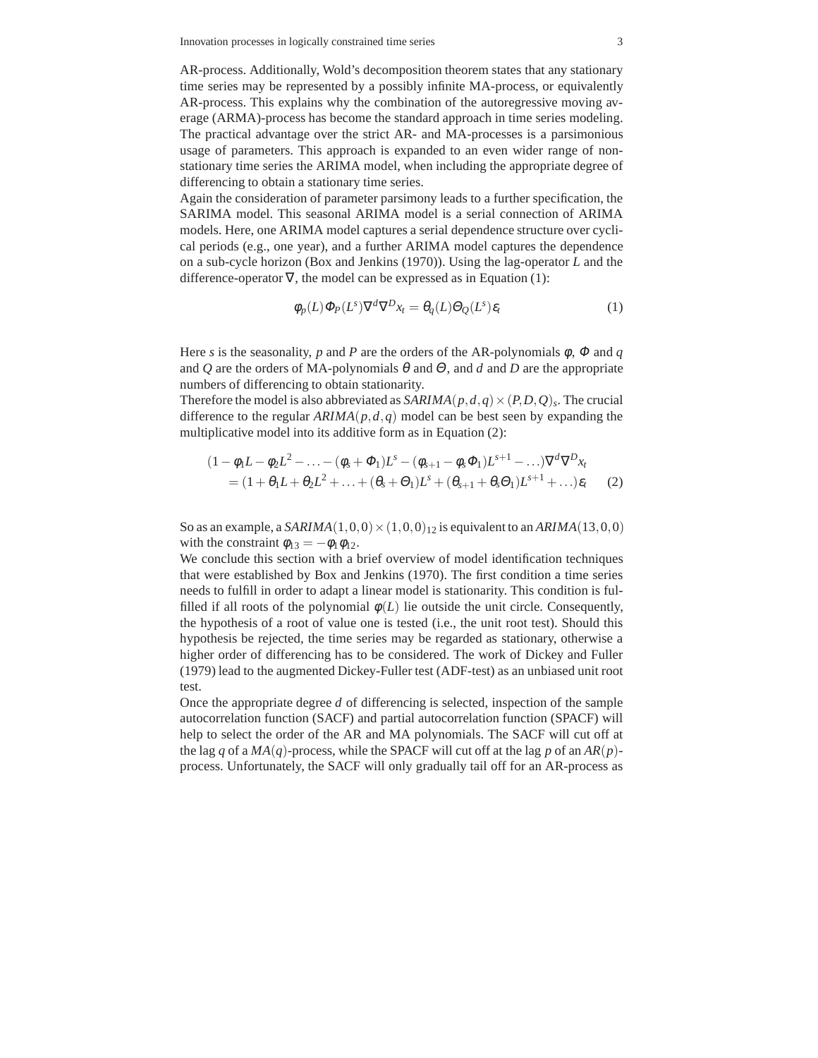AR-process. Additionally, Wold's decomposition theorem states that any stationary time series may be represented by a possibly infinite MA-process, or equivalently AR-process. This explains why the combination of the autoregressive moving average (ARMA)-process has become the standard approach in time series modeling. The practical advantage over the strict AR- and MA-processes is a parsimonious usage of parameters. This approach is expanded to an even wider range of non-stationary time series the ARIMA model, when including the appropriate degree of differencing to obtain a stationary time series.

Again the consideration of parameter parsimony leads to a further specification, the SARIMA model. This seasonal ARIMA model is a serial connection of ARIMA models. Here, one ARIMA model captures a serial dependence structure over cyclical periods (e.g., one year), and a further ARIMA model captures the dependence on a sub-cycle horizon (Box and Jenkins (1970)). Using the lag-operator $L$ and the difference-operator $\nabla$, the model can be expressed as in Equation (1):

$$\phi_p(L)\Phi_P(L^s)\nabla^d\nabla^D x_t = \theta_q(L)\Theta_Q(L^s)\varepsilon_t \tag{1}$$

Here $s$ is the seasonality, $p$ and $P$ are the orders of the AR-polynomials $\phi$, $\Phi$ and $q$ and $Q$ are the orders of MA-polynomials $\theta$ and $\Theta$, and $d$ and $D$ are the appropriate numbers of differencing to obtain stationarity.

Therefore the model is also abbreviated as $SARIMA(p,d,q)\times(P,D,Q)_s$. The crucial difference to the regular $ARIMA(p,d,q)$ model can be best seen by expanding the multiplicative model into its additive form as in Equation (2):

$$\begin{aligned}(1-\phi_1 L-\phi_2 L^2-\ldots-(\phi_s+\Phi_1)L^s-(\phi_{s+1}-\phi_s\Phi_1)L^{s+1}-\ldots)\nabla^d\nabla^D x_t \\ =(1+\theta_1 L+\theta_2 L^2+\ldots+(\theta_s+\Theta_1)L^s+(\theta_{s+1}+\theta_s\Theta_1)L^{s+1}+\ldots)\varepsilon_t\end{aligned} \tag{2}$$

So as an example, a $SARIMA(1,0,0)\times(1,0,0)_{12}$ is equivalent to an $ARIMA(13,0,0)$ with the constraint $\phi_{13}=-\phi_1\phi_{12}$.

We conclude this section with a brief overview of model identification techniques that were established by Box and Jenkins (1970). The first condition a time series needs to fulfill in order to adapt a linear model is stationarity. This condition is fulfilled if all roots of the polynomial $\phi(L)$ lie outside the unit circle. Consequently, the hypothesis of a root of value one is tested (i.e., the unit root test). Should this hypothesis be rejected, the time series may be regarded as stationary, otherwise a higher order of differencing has to be considered. The work of Dickey and Fuller (1979) lead to the augmented Dickey-Fuller test (ADF-test) as an unbiased unit root test.

Once the appropriate degree $d$ of differencing is selected, inspection of the sample autocorrelation function (SACF) and partial autocorrelation function (SPACF) will help to select the order of the AR and MA polynomials. The SACF will cut off at the lag $q$ of a $MA(q)$-process, while the SPACF will cut off at the lag $p$ of an $AR(p)$-process. Unfortunately, the SACF will only gradually tail off for an AR-process as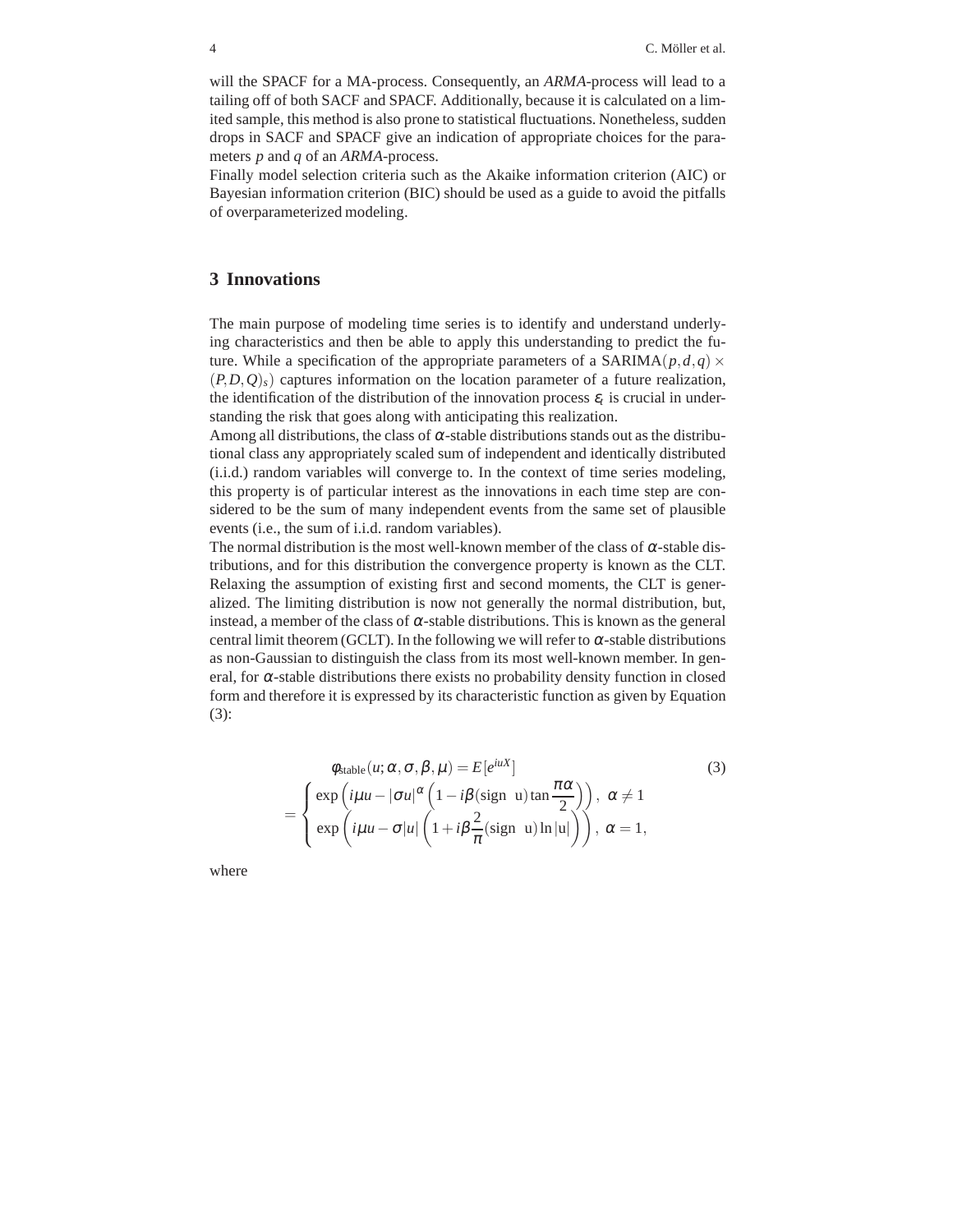will the SPACF for a MA-process. Consequently, an *ARMA*-process will lead to a tailing off of both SACF and SPACF. Additionally, because it is calculated on a limited sample, this method is also prone to statistical fluctuations. Nonetheless, sudden drops in SACF and SPACF give an indication of appropriate choices for the parameters $p$ and $q$ of an *ARMA*-process.
Finally model selection criteria such as the Akaike information criterion (AIC) or Bayesian information criterion (BIC) should be used as a guide to avoid the pitfalls of overparameterized modeling.

## 3 Innovations

The main purpose of modeling time series is to identify and understand underlying characteristics and then be able to apply this understanding to predict the future. While a specification of the appropriate parameters of a $\text{SARIMA}(p,d,q) \times (P,D,Q)_s)$ captures information on the location parameter of a future realization, the identification of the distribution of the innovation process $\varepsilon_t$ is crucial in understanding the risk that goes along with anticipating this realization.
Among all distributions, the class of $\alpha$-stable distributions stands out as the distributional class any appropriately scaled sum of independent and identically distributed (i.i.d.) random variables will converge to. In the context of time series modeling, this property is of particular interest as the innovations in each time step are considered to be the sum of many independent events from the same set of plausible events (i.e., the sum of i.i.d. random variables).
The normal distribution is the most well-known member of the class of $\alpha$-stable distributions, and for this distribution the convergence property is known as the CLT. Relaxing the assumption of existing first and second moments, the CLT is generalized. The limiting distribution is now not generally the normal distribution, but, instead, a member of the class of $\alpha$-stable distributions. This is known as the general central limit theorem (GCLT). In the following we will refer to $\alpha$-stable distributions as non-Gaussian to distinguish the class from its most well-known member. In general, for $\alpha$-stable distributions there exists no probability density function in closed form and therefore it is expressed by its characteristic function as given by Equation (3):

$$
\begin{aligned}
&\phi_{\text{stable}}(u;\alpha,\sigma,\beta,\mu) = E[e^{iuX}] \\
&= \begin{cases} \exp\left(i\mu u - |\sigma u|^{\alpha}\left(1 - i\beta(\text{sign }\, u)\tan\dfrac{\pi\alpha}{2}\right)\right), \ \alpha \neq 1 \\ \exp\left(i\mu u - \sigma|u|\left(1 + i\beta\dfrac{2}{\pi}(\text{sign }\, u)\ln|u|\right)\right), \ \alpha = 1, \end{cases}
\end{aligned}
\tag{3}
$$

where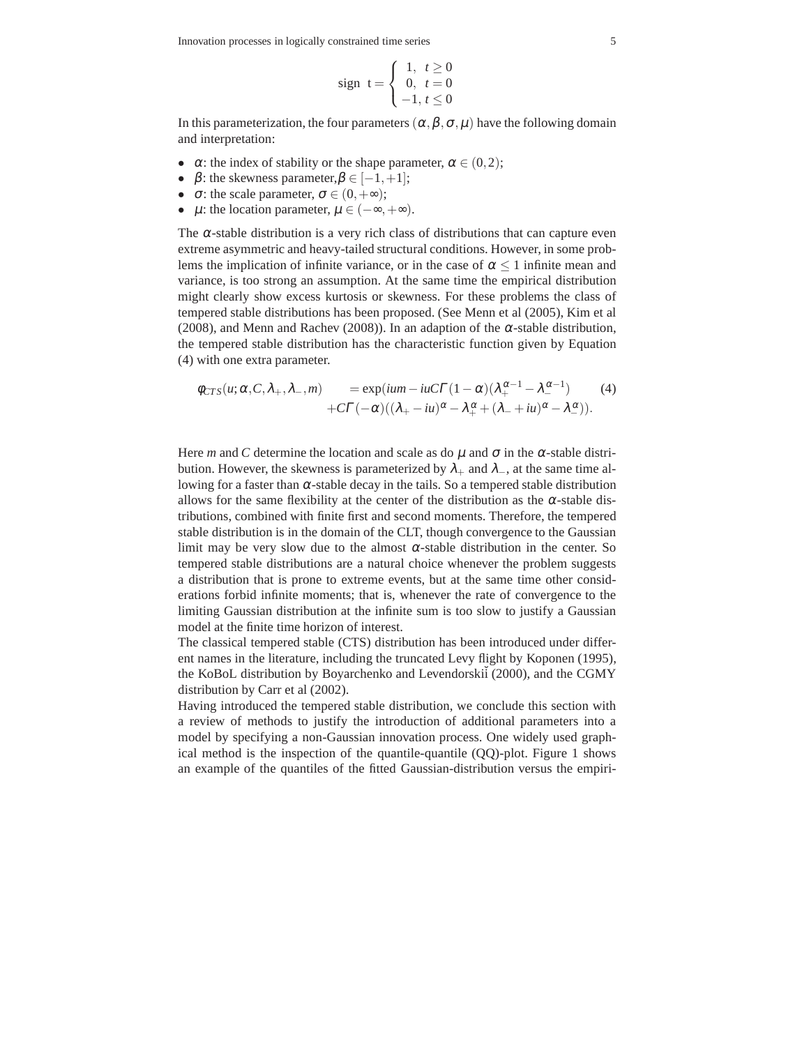$$
\text{sign } t = \begin{cases} 1, & t \geq 0 \\ 0, & t = 0 \\ -1, & t \leq 0 \end{cases}
$$

In this parameterization, the four parameters $(\alpha, \beta, \sigma, \mu)$ have the following domain and interpretation:

- $\alpha$: the index of stability or the shape parameter, $\alpha \in (0,2)$;
- $\beta$: the skewness parameter, $\beta \in [-1,+1]$;
- $\sigma$: the scale parameter, $\sigma \in (0,+\infty)$;
- $\mu$: the location parameter, $\mu \in (-\infty,+\infty)$.

The $\alpha$-stable distribution is a very rich class of distributions that can capture even extreme asymmetric and heavy-tailed structural conditions. However, in some problems the implication of infinite variance, or in the case of $\alpha \leq 1$ infinite mean and variance, is too strong an assumption. At the same time the empirical distribution might clearly show excess kurtosis or skewness. For these problems the class of tempered stable distributions has been proposed. (See Menn et al (2005), Kim et al (2008), and Menn and Rachev (2008)). In an adaption of the $\alpha$-stable distribution, the tempered stable distribution has the characteristic function given by Equation (4) with one extra parameter.

$$
\begin{aligned}
\phi_{CTS}(u;\alpha,C,\lambda_+,\lambda_-,m) \qquad &= \exp(ium - iuC\Gamma(1-\alpha)(\lambda_+^{\alpha-1} - \lambda_-^{\alpha-1}) \\
&+ C\Gamma(-\alpha)((\lambda_+ - iu)^\alpha - \lambda_+^\alpha + (\lambda_- + iu)^\alpha - \lambda_-^\alpha)).
\end{aligned} \tag{4}
$$

Here $m$ and $C$ determine the location and scale as do $\mu$ and $\sigma$ in the $\alpha$-stable distribution. However, the skewness is parameterized by $\lambda_+$ and $\lambda_-$, at the same time allowing for a faster than $\alpha$-stable decay in the tails. So a tempered stable distribution allows for the same flexibility at the center of the distribution as the $\alpha$-stable distributions, combined with finite first and second moments. Therefore, the tempered stable distribution is in the domain of the CLT, though convergence to the Gaussian limit may be very slow due to the almost $\alpha$-stable distribution in the center. So tempered stable distributions are a natural choice whenever the problem suggests a distribution that is prone to extreme events, but at the same time other considerations forbid infinite moments; that is, whenever the rate of convergence to the limiting Gaussian distribution at the infinite sum is too slow to justify a Gaussian model at the finite time horizon of interest.
The classical tempered stable (CTS) distribution has been introduced under different names in the literature, including the truncated Levy flight by Koponen (1995), the KoBoL distribution by Boyarchenko and Levendorskiĭ (2000), and the CGMY distribution by Carr et al (2002).
Having introduced the tempered stable distribution, we conclude this section with a review of methods to justify the introduction of additional parameters into a model by specifying a non-Gaussian innovation process. One widely used graphical method is the inspection of the quantile-quantile (QQ)-plot. Figure 1 shows an example of the quantiles of the fitted Gaussian-distribution versus the empiri-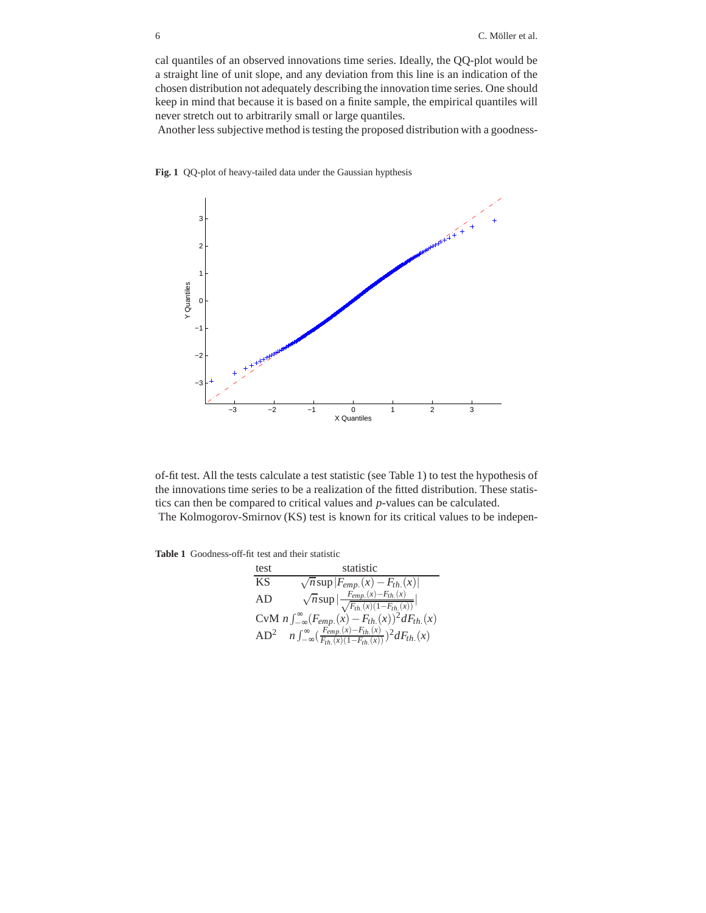cal quantiles of an observed innovations time series. Ideally, the QQ-plot would be a straight line of unit slope, and any deviation from this line is an indication of the chosen distribution not adequately describing the innovation time series. One should keep in mind that because it is based on a finite sample, the empirical quantiles will never stretch out to arbitrarily small or large quantiles.

Another less subjective method is testing the proposed distribution with a goodness-of-fit test. All the tests calculate a test statistic (see Table 1) to test the hypothesis of the innovations time series to be a realization of the fitted distribution. These statistics can then be compared to critical values and $p$-values can be calculated.

**Fig. 1** QQ-plot of heavy-tailed data under the Gaussian hypthesis

Y Quantiles
X Quantiles
3
2
1
0
−1
−2
−3
−3
−2
−1
0
1
2
3

The Kolmogorov-Smirnov (KS) test is known for its critical values to be indepen-

**Table 1** Goodness-off-fit test and their statistic

| test | statistic |
|---|---|
| KS | $\sqrt{n}\sup\lvert F_{emp.}(x) - F_{th.}(x)\rvert$ |
| AD | $\sqrt{n}\sup\lvert \frac{F_{emp.}(x)-F_{th.}(x)}{\sqrt{F_{th.}(x)(1-F_{th.}(x))}}\rvert$ |
| CvM | $n\int_{-\infty}^{\infty}(F_{emp.}(x) - F_{th.}(x))^2 dF_{th.}(x)$ |
| AD$^2$ | $n\int_{-\infty}^{\infty}(\frac{F_{emp.}(x)-F_{th.}(x)}{F_{th.}(x)(1-F_{th.}(x))})^2 dF_{th.}(x)$ |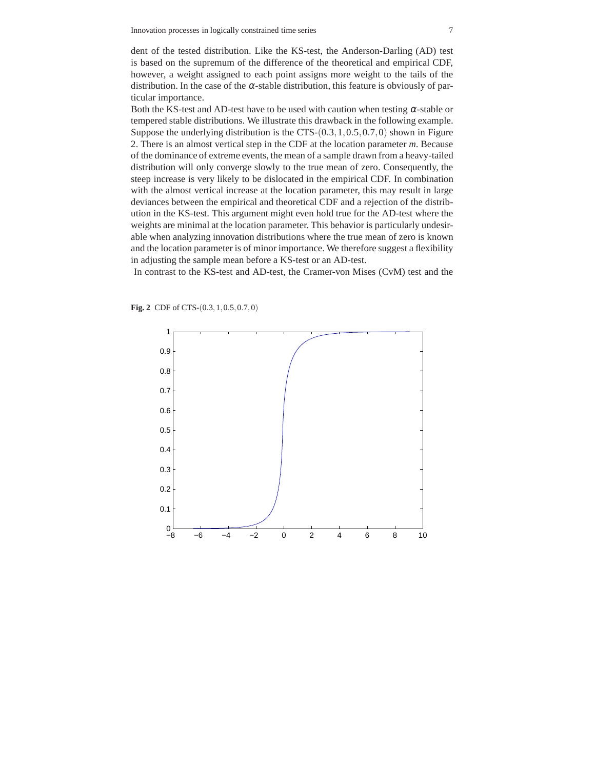dent of the tested distribution. Like the KS-test, the Anderson-Darling (AD) test is based on the supremum of the difference of the theoretical and empirical CDF, however, a weight assigned to each point assigns more weight to the tails of the distribution. In the case of the $\alpha$-stable distribution, this feature is obviously of particular importance.

Both the KS-test and AD-test have to be used with caution when testing $\alpha$-stable or tempered stable distributions. We illustrate this drawback in the following example. Suppose the underlying distribution is the CTS-$(0.3, 1, 0.5, 0.7, 0)$ shown in Figure 2. There is an almost vertical step in the CDF at the location parameter $m$. Because of the dominance of extreme events, the mean of a sample drawn from a heavy-tailed distribution will only converge slowly to the true mean of zero. Consequently, the steep increase is very likely to be dislocated in the empirical CDF. In combination with the almost vertical increase at the location parameter, this may result in large deviances between the empirical and theoretical CDF and a rejection of the distribution in the KS-test. This argument might even hold true for the AD-test where the weights are minimal at the location parameter. This behavior is particularly undesirable when analyzing innovation distributions where the true mean of zero is known and the location parameter is of minor importance. We therefore suggest a flexibility in adjusting the sample mean before a KS-test or an AD-test.

In contrast to the KS-test and AD-test, the Cramer-von Mises (CvM) test and the

**Fig. 2** CDF of CTS-$(0.3, 1, 0.5, 0.7, 0)$

1
0.9
0.8
0.7
0.6
0.5
0.4
0.3
0.2
0.1
0
−8 −6 −4 −2 0 2 4 6 8 10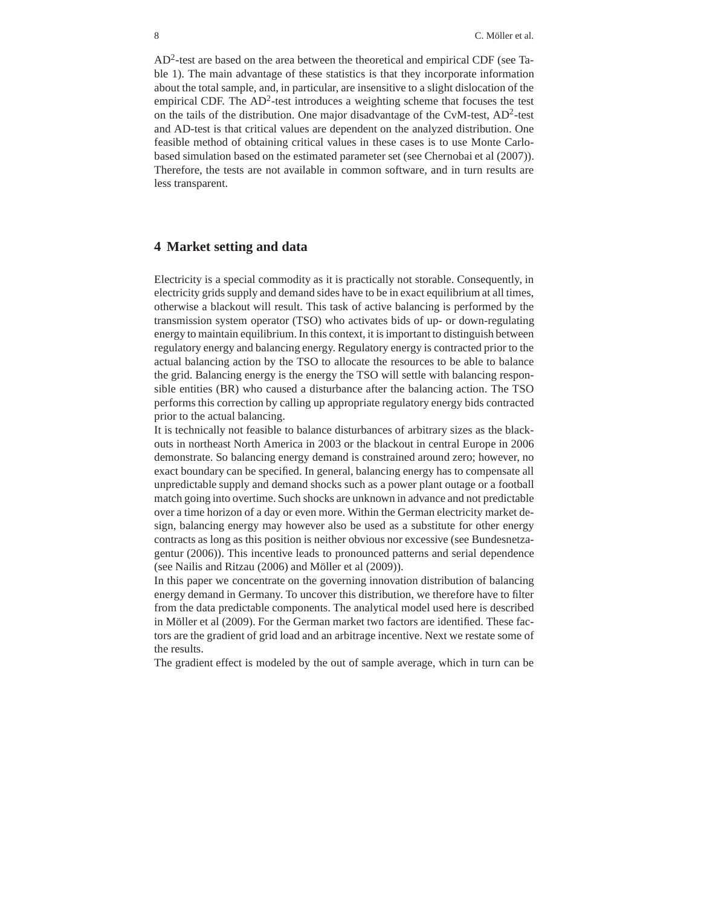$AD^2$-test are based on the area between the theoretical and empirical CDF (see Table 1). The main advantage of these statistics is that they incorporate information about the total sample, and, in particular, are insensitive to a slight dislocation of the empirical CDF. The $AD^2$-test introduces a weighting scheme that focuses the test on the tails of the distribution. One major disadvantage of the CvM-test, $AD^2$-test and AD-test is that critical values are dependent on the analyzed distribution. One feasible method of obtaining critical values in these cases is to use Monte Carlo-based simulation based on the estimated parameter set (see Chernobai et al (2007)). Therefore, the tests are not available in common software, and in turn results are less transparent.

## 4 Market setting and data

Electricity is a special commodity as it is practically not storable. Consequently, in electricity grids supply and demand sides have to be in exact equilibrium at all times, otherwise a blackout will result. This task of active balancing is performed by the transmission system operator (TSO) who activates bids of up- or down-regulating energy to maintain equilibrium. In this context, it is important to distinguish between regulatory energy and balancing energy. Regulatory energy is contracted prior to the actual balancing action by the TSO to allocate the resources to be able to balance the grid. Balancing energy is the energy the TSO will settle with balancing responsible entities (BR) who caused a disturbance after the balancing action. The TSO performs this correction by calling up appropriate regulatory energy bids contracted prior to the actual balancing.

It is technically not feasible to balance disturbances of arbitrary sizes as the blackouts in northeast North America in 2003 or the blackout in central Europe in 2006 demonstrate. So balancing energy demand is constrained around zero; however, no exact boundary can be specified. In general, balancing energy has to compensate all unpredictable supply and demand shocks such as a power plant outage or a football match going into overtime. Such shocks are unknown in advance and not predictable over a time horizon of a day or even more. Within the German electricity market design, balancing energy may however also be used as a substitute for other energy contracts as long as this position is neither obvious nor excessive (see Bundesnetzagentur (2006)). This incentive leads to pronounced patterns and serial dependence (see Nailis and Ritzau (2006) and Möller et al (2009)).

In this paper we concentrate on the governing innovation distribution of balancing energy demand in Germany. To uncover this distribution, we therefore have to filter from the data predictable components. The analytical model used here is described in Möller et al (2009). For the German market two factors are identified. These factors are the gradient of grid load and an arbitrage incentive. Next we restate some of the results.

The gradient effect is modeled by the out of sample average, which in turn can be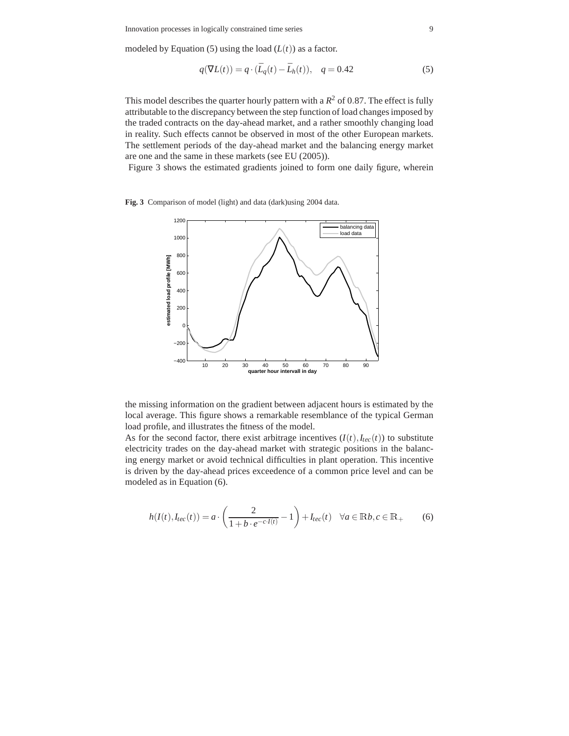modeled by Equation (5) using the load ($L(t)$) as a factor.

$$q(\nabla L(t)) = q \cdot (\bar{L}_q(t) - \bar{L}_h(t)), \quad q = 0.42 \tag{5}$$

This model describes the quarter hourly pattern with a $R^2$ of 0.87. The effect is fully attributable to the discrepancy between the step function of load changes imposed by the traded contracts on the day-ahead market, and a rather smoothly changing load in reality. Such effects cannot be observed in most of the other European markets. The settlement periods of the day-ahead market and the balancing energy market are one and the same in these markets (see EU (2005)).

Figure 3 shows the estimated gradients joined to form one daily figure, wherein

**Fig. 3** Comparison of model (light) and data (dark)using 2004 data.

balancing data
load data
estimated load profile [MWh]
quarter hour intervall in day
1200
1000
800
600
400
200
0
−200
−400
10 20 30 40 50 60 70 80 90

the missing information on the gradient between adjacent hours is estimated by the local average. This figure shows a remarkable resemblance of the typical German load profile, and illustrates the fitness of the model.

As for the second factor, there exist arbitrage incentives ($I(t), I_{tec}(t)$) to substitute electricity trades on the day-ahead market with strategic positions in the balancing energy market or avoid technical difficulties in plant operation. This incentive is driven by the day-ahead prices exceedence of a common price level and can be modeled as in Equation (6).

$$h(I(t), I_{tec}(t)) = a \cdot \left( \frac{2}{1 + b \cdot e^{-c \cdot I(t)}} - 1 \right) + I_{tec}(t) \quad \forall a \in \mathbb{R} b, c \in \mathbb{R}_+ \tag{6}$$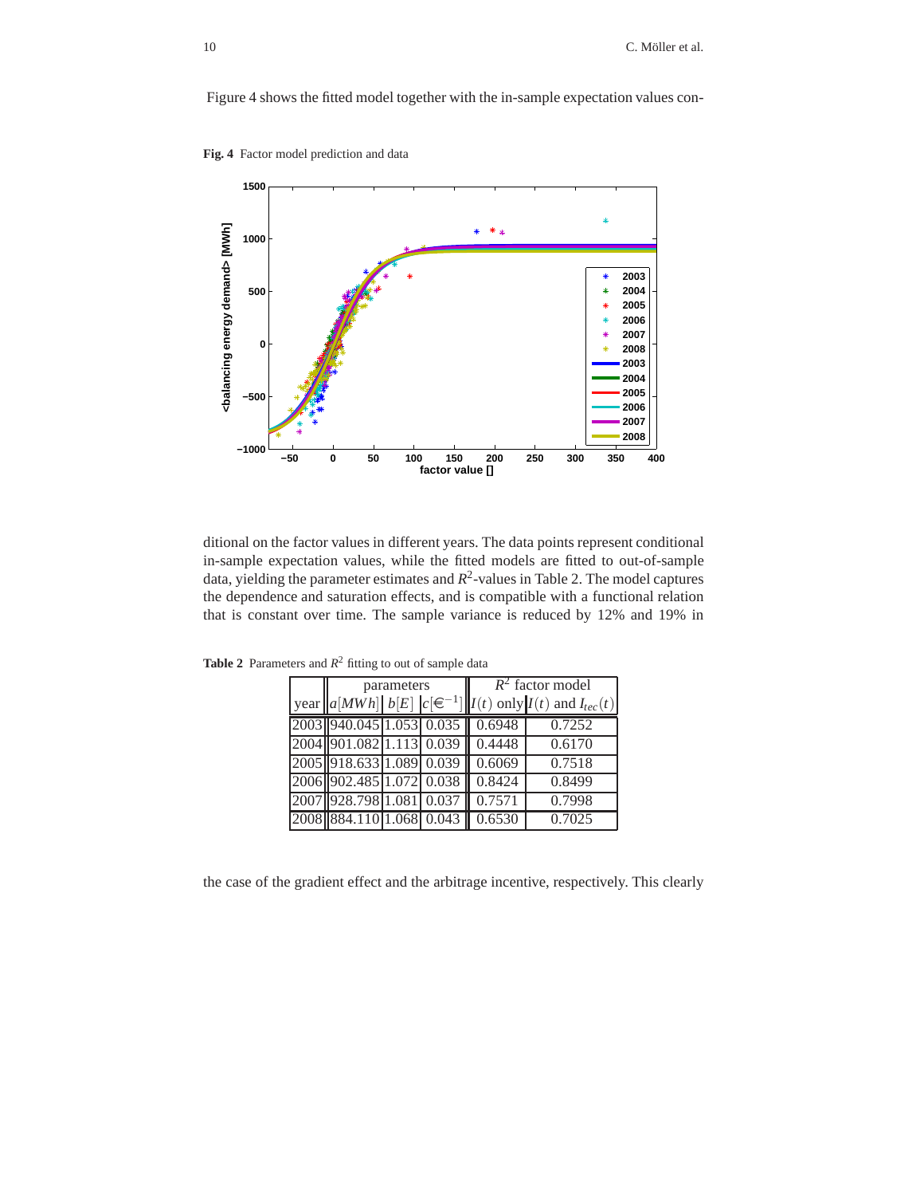Figure 4 shows the fitted model together with the in-sample expectation values con-

**Fig. 4** Factor model prediction and data

1500
1000
500
0
−500
−1000
<balancing energy demand> [MWh]
−50 0 50 100 150 200 250 300 350 400
factor value []
2003
2004
2005
2006
2007
2008
2003
2004
2005
2006
2007
2008

ditional on the factor values in different years. The data points represent conditional in-sample expectation values, while the fitted models are fitted to out-of-sample data, yielding the parameter estimates and $R^2$-values in Table 2. The model captures the dependence and saturation effects, and is compatible with a functional relation that is constant over time. The sample variance is reduced by 12% and 19% in

**Table 2** Parameters and $R^2$ fitting to out of sample data

| | parameters | | | $R^2$ factor model | |
|---|---|---|---|---|---|
| year | $a[MWh]$ | $b[E]$ | $c[€^{-1}]$ | $I(t)$ only | $I(t)$ and $I_{tec}(t)$ |
| 2003 | 940.045 | 1.053 | 0.035 | 0.6948 | 0.7252 |
| 2004 | 901.082 | 1.113 | 0.039 | 0.4448 | 0.6170 |
| 2005 | 918.633 | 1.089 | 0.039 | 0.6069 | 0.7518 |
| 2006 | 902.485 | 1.072 | 0.038 | 0.8424 | 0.8499 |
| 2007 | 928.798 | 1.081 | 0.037 | 0.7571 | 0.7998 |
| 2008 | 884.110 | 1.068 | 0.043 | 0.6530 | 0.7025 |

the case of the gradient effect and the arbitrage incentive, respectively. This clearly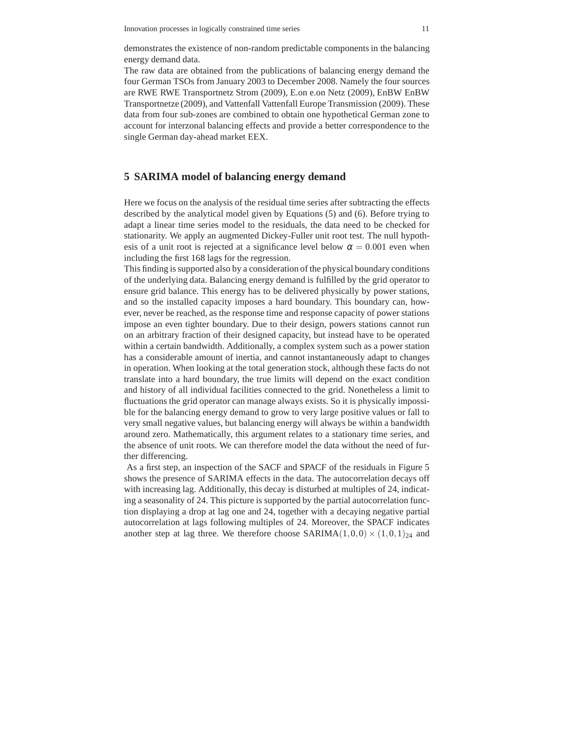demonstrates the existence of non-random predictable components in the balancing energy demand data.

The raw data are obtained from the publications of balancing energy demand the four German TSOs from January 2003 to December 2008. Namely the four sources are RWE RWE Transportnetz Strom (2009), E.on e.on Netz (2009), EnBW EnBW Transportnetze (2009), and Vattenfall Vattenfall Europe Transmission (2009). These data from four sub-zones are combined to obtain one hypothetical German zone to account for interzonal balancing effects and provide a better correspondence to the single German day-ahead market EEX.

## 5 SARIMA model of balancing energy demand

Here we focus on the analysis of the residual time series after subtracting the effects described by the analytical model given by Equations (5) and (6). Before trying to adapt a linear time series model to the residuals, the data need to be checked for stationarity. We apply an augmented Dickey-Fuller unit root test. The null hypothesis of a unit root is rejected at a significance level below $\alpha = 0.001$ even when including the first 168 lags for the regression.

This finding is supported also by a consideration of the physical boundary conditions of the underlying data. Balancing energy demand is fulfilled by the grid operator to ensure grid balance. This energy has to be delivered physically by power stations, and so the installed capacity imposes a hard boundary. This boundary can, however, never be reached, as the response time and response capacity of power stations impose an even tighter boundary. Due to their design, powers stations cannot run on an arbitrary fraction of their designed capacity, but instead have to be operated within a certain bandwidth. Additionally, a complex system such as a power station has a considerable amount of inertia, and cannot instantaneously adapt to changes in operation. When looking at the total generation stock, although these facts do not translate into a hard boundary, the true limits will depend on the exact condition and history of all individual facilities connected to the grid. Nonetheless a limit to fluctuations the grid operator can manage always exists. So it is physically impossible for the balancing energy demand to grow to very large positive values or fall to very small negative values, but balancing energy will always be within a bandwidth around zero. Mathematically, this argument relates to a stationary time series, and the absence of unit roots. We can therefore model the data without the need of further differencing.

As a first step, an inspection of the SACF and SPACF of the residuals in Figure 5 shows the presence of SARIMA effects in the data. The autocorrelation decays off with increasing lag. Additionally, this decay is disturbed at multiples of 24, indicating a seasonality of 24. This picture is supported by the partial autocorrelation function displaying a drop at lag one and 24, together with a decaying negative partial autocorrelation at lags following multiples of 24. Moreover, the SPACF indicates another step at lag three. We therefore choose SARIMA$(1,0,0)\times(1,0,1)_{24}$ and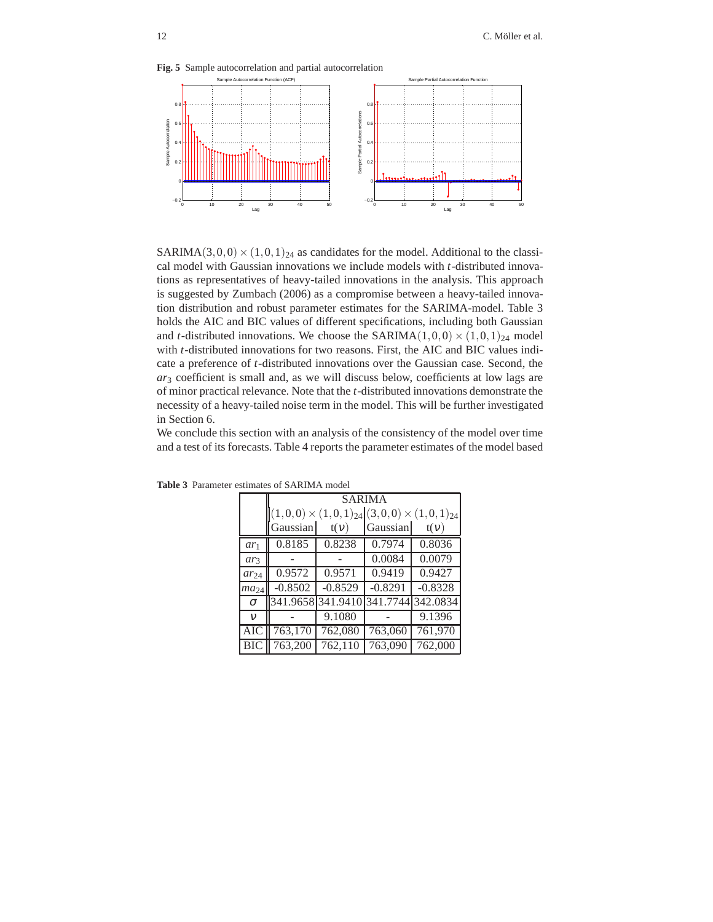**Fig. 5** Sample autocorrelation and partial autocorrelation

Sample Autocorrelation Function (ACF)

Sample Autocorrelation

Lag

Sample Partial Autocorrelation Function

Sample Partial Autocorrelations

Lag

$\text{SARIMA}(3,0,0) \times (1,0,1)_{24}$ as candidates for the model. Additional to the classical model with Gaussian innovations we include models with $t$-distributed innovations as representatives of heavy-tailed innovations in the analysis. This approach is suggested by Zumbach (2006) as a compromise between a heavy-tailed innovation distribution and robust parameter estimates for the SARIMA-model. Table 3 holds the AIC and BIC values of different specifications, including both Gaussian and $t$-distributed innovations. We choose the $\text{SARIMA}(1,0,0) \times (1,0,1)_{24}$ model with $t$-distributed innovations for two reasons. First, the AIC and BIC values indicate a preference of $t$-distributed innovations over the Gaussian case. Second, the $ar_3$ coefficient is small and, as we will discuss below, coefficients at low lags are of minor practical relevance. Note that the $t$-distributed innovations demonstrate the necessity of a heavy-tailed noise term in the model. This will be further investigated in Section 6.

We conclude this section with an analysis of the consistency of the model over time and a test of its forecasts. Table 4 reports the parameter estimates of the model based

**Table 3** Parameter estimates of SARIMA model

| | SARIMA | | | |
|---|---|---|---|---|
| | $(1,0,0) \times (1,0,1)_{24}$ | | $(3,0,0) \times (1,0,1)_{24}$ | |
| | Gaussian | t($\nu$) | Gaussian | t($\nu$) |
| $ar_1$ | 0.8185 | 0.8238 | 0.7974 | 0.8036 |
| $ar_3$ | - | - | 0.0084 | 0.0079 |
| $ar_{24}$ | 0.9572 | 0.9571 | 0.9419 | 0.9427 |
| $ma_{24}$ | -0.8502 | -0.8529 | -0.8291 | -0.8328 |
| $\sigma$ | 341.9658 | 341.9410 | 341.7744 | 342.0834 |
| $\nu$ | - | 9.1080 | - | 9.1396 |
| AIC | 763,170 | 762,080 | 763,060 | 761,970 |
| BIC | 763,200 | 762,110 | 763,090 | 762,000 |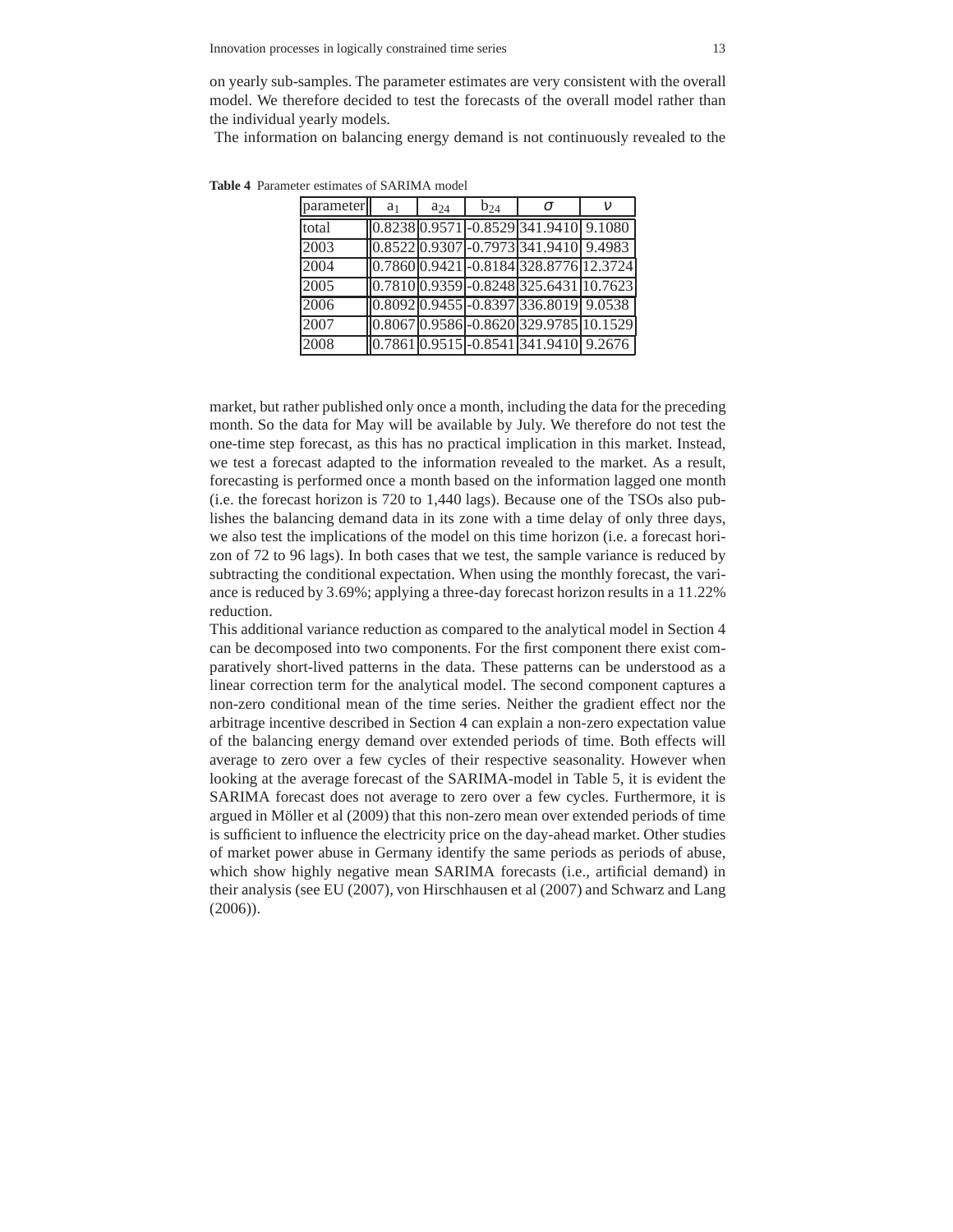on yearly sub-samples. The parameter estimates are very consistent with the overall model. We therefore decided to test the forecasts of the overall model rather than the individual yearly models.

The information on balancing energy demand is not continuously revealed to the

**Table 4** Parameter estimates of SARIMA model

| parameter | $a_1$ | $a_{24}$ | $b_{24}$ | $\sigma$ | $\nu$ |
|---|---|---|---|---|---|
| total | 0.8238 | 0.9571 | -0.8529 | 341.9410 | 9.1080 |
| 2003 | 0.8522 | 0.9307 | -0.7973 | 341.9410 | 9.4983 |
| 2004 | 0.7860 | 0.9421 | -0.8184 | 328.8776 | 12.3724 |
| 2005 | 0.7810 | 0.9359 | -0.8248 | 325.6431 | 10.7623 |
| 2006 | 0.8092 | 0.9455 | -0.8397 | 336.8019 | 9.0538 |
| 2007 | 0.8067 | 0.9586 | -0.8620 | 329.9785 | 10.1529 |
| 2008 | 0.7861 | 0.9515 | -0.8541 | 341.9410 | 9.2676 |

market, but rather published only once a month, including the data for the preceding month. So the data for May will be available by July. We therefore do not test the one-time step forecast, as this has no practical implication in this market. Instead, we test a forecast adapted to the information revealed to the market. As a result, forecasting is performed once a month based on the information lagged one month (i.e. the forecast horizon is 720 to 1,440 lags). Because one of the TSOs also publishes the balancing demand data in its zone with a time delay of only three days, we also test the implications of the model on this time horizon (i.e. a forecast horizon of 72 to 96 lags). In both cases that we test, the sample variance is reduced by subtracting the conditional expectation. When using the monthly forecast, the variance is reduced by 3.69%; applying a three-day forecast horizon results in a 11.22% reduction.

This additional variance reduction as compared to the analytical model in Section 4 can be decomposed into two components. For the first component there exist comparatively short-lived patterns in the data. These patterns can be understood as a linear correction term for the analytical model. The second component captures a non-zero conditional mean of the time series. Neither the gradient effect nor the arbitrage incentive described in Section 4 can explain a non-zero expectation value of the balancing energy demand over extended periods of time. Both effects will average to zero over a few cycles of their respective seasonality. However when looking at the average forecast of the SARIMA-model in Table 5, it is evident the SARIMA forecast does not average to zero over a few cycles. Furthermore, it is argued in Möller et al (2009) that this non-zero mean over extended periods of time is sufficient to influence the electricity price on the day-ahead market. Other studies of market power abuse in Germany identify the same periods as periods of abuse, which show highly negative mean SARIMA forecasts (i.e., artificial demand) in their analysis (see EU (2007), von Hirschhausen et al (2007) and Schwarz and Lang (2006)).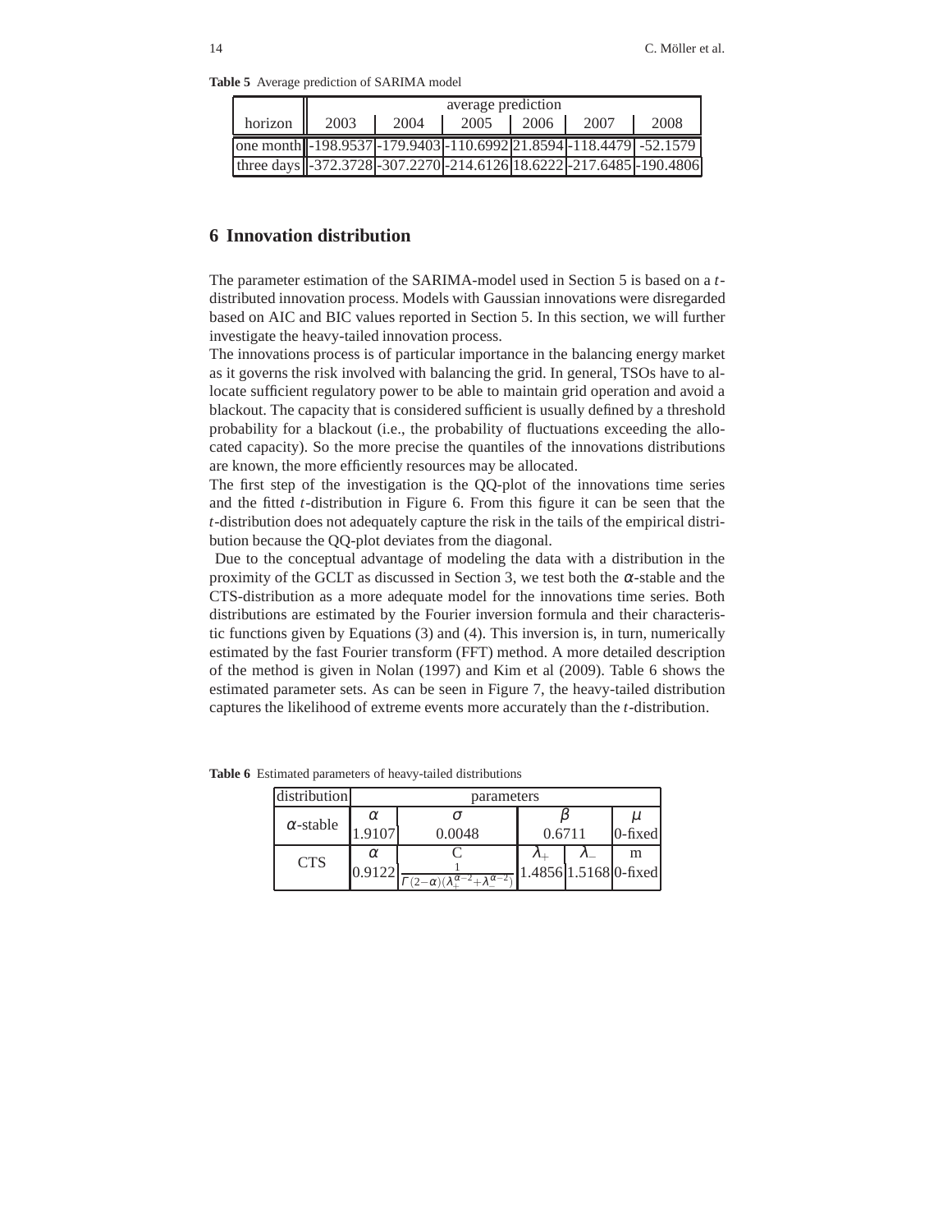**Table 5** Average prediction of SARIMA model

| horizon | average prediction | | | | | |
|---|---|---|---|---|---|---|
| | 2003 | 2004 | 2005 | 2006 | 2007 | 2008 |
| one month | -198.9537 | -179.9403 | -110.6992 | 21.8594 | -118.4479 | -52.1579 |
| three days | -372.3728 | -307.2270 | -214.6126 | 18.6222 | -217.6485 | -190.4806 |

## 6 Innovation distribution

The parameter estimation of the SARIMA-model used in Section 5 is based on a $t$-distributed innovation process. Models with Gaussian innovations were disregarded based on AIC and BIC values reported in Section 5. In this section, we will further investigate the heavy-tailed innovation process.

The innovations process is of particular importance in the balancing energy market as it governs the risk involved with balancing the grid. In general, TSOs have to allocate sufficient regulatory power to be able to maintain grid operation and avoid a blackout. The capacity that is considered sufficient is usually defined by a threshold probability for a blackout (i.e., the probability of fluctuations exceeding the allocated capacity). So the more precise the quantiles of the innovations distributions are known, the more efficiently resources may be allocated.

The first step of the investigation is the QQ-plot of the innovations time series and the fitted $t$-distribution in Figure 6. From this figure it can be seen that the $t$-distribution does not adequately capture the risk in the tails of the empirical distribution because the QQ-plot deviates from the diagonal.

Due to the conceptual advantage of modeling the data with a distribution in the proximity of the GCLT as discussed in Section 3, we test both the $\alpha$-stable and the CTS-distribution as a more adequate model for the innovations time series. Both distributions are estimated by the Fourier inversion formula and their characteristic functions given by Equations (3) and (4). This inversion is, in turn, numerically estimated by the fast Fourier transform (FFT) method. A more detailed description of the method is given in Nolan (1997) and Kim et al (2009). Table 6 shows the estimated parameter sets. As can be seen in Figure 7, the heavy-tailed distribution captures the likelihood of extreme events more accurately than the $t$-distribution.

**Table 6** Estimated parameters of heavy-tailed distributions

| distribution | parameters | | | | |
|---|---|---|---|---|---|
| $\alpha$-stable | $\alpha$ | $\sigma$ | $\beta$ | | $\mu$ |
| | 1.9107 | 0.0048 | 0.6711 | | 0-fixed |
| CTS | $\alpha$ | C | $\lambda_+$ | $\lambda_-$ | m |
| | 0.9122 | $\frac{1}{\Gamma(2-\alpha)(\lambda_+^{\alpha-2}+\lambda_-^{\alpha-2})}$ | 1.4856 | 1.5168 | 0-fixed |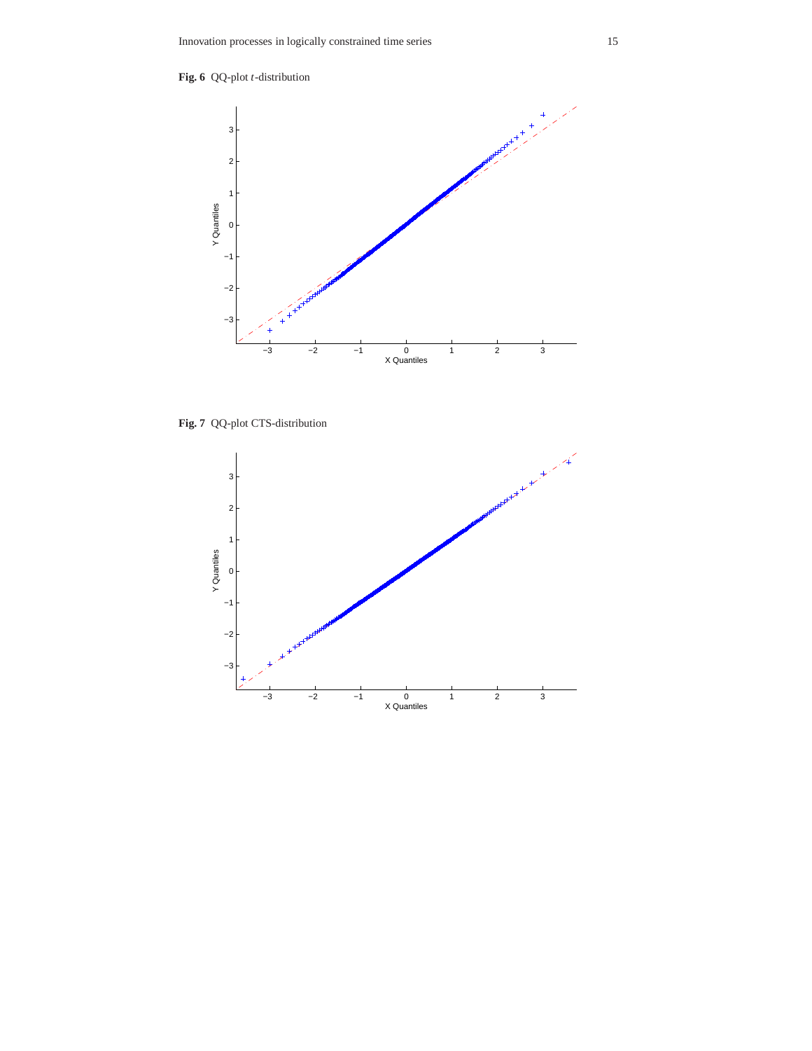**Fig. 6** QQ-plot *t*-distribution

Y Quantiles

X Quantiles

−3
−2
−1
0
1
2
3

**Fig. 7** QQ-plot CTS-distribution

Y Quantiles

X Quantiles

−3
−2
−1
0
1
2
3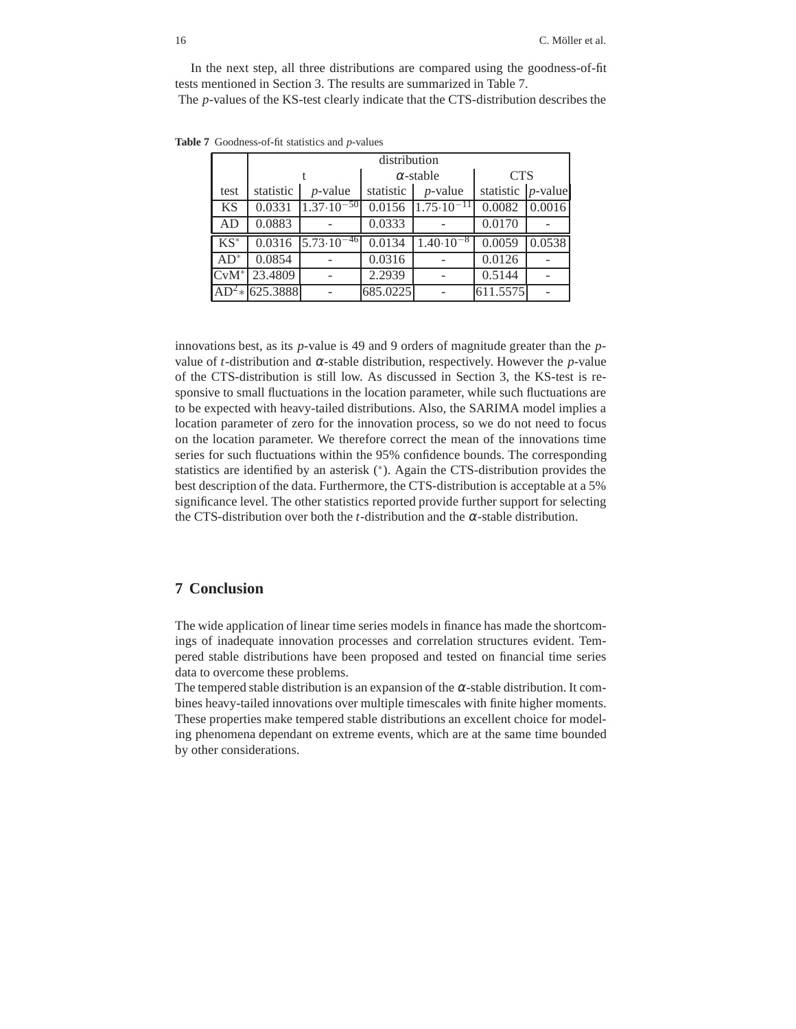In the next step, all three distributions are compared using the goodness-of-fit tests mentioned in Section 3. The results are summarized in Table 7.
The $p$-values of the KS-test clearly indicate that the CTS-distribution describes the

**Table 7** Goodness-of-fit statistics and $p$-values

| | distribution | | | | | |
|---|---|---|---|---|---|---|
| | t | | $\alpha$-stable | | CTS | |
| test | statistic | $p$-value | statistic | $p$-value | statistic | $p$-value |
| KS | 0.0331 | $1.37 \cdot 10^{-50}$ | 0.0156 | $1.75 \cdot 10^{-11}$ | 0.0082 | 0.0016 |
| AD | 0.0883 | - | 0.0333 | - | 0.0170 | - |
| KS$^*$ | 0.0316 | $5.73 \cdot 10^{-46}$ | 0.0134 | $1.40 \cdot 10^{-8}$ | 0.0059 | 0.0538 |
| AD$^*$ | 0.0854 | - | 0.0316 | - | 0.0126 | - |
| CvM$^*$ | 23.4809 | - | 2.2939 | - | 0.5144 | - |
| AD$^2*$ | 625.3888 | - | 685.0225 | - | 611.5575 | - |

innovations best, as its $p$-value is 49 and 9 orders of magnitude greater than the $p$-value of $t$-distribution and $\alpha$-stable distribution, respectively. However the $p$-value of the CTS-distribution is still low. As discussed in Section 3, the KS-test is responsive to small fluctuations in the location parameter, while such fluctuations are to be expected with heavy-tailed distributions. Also, the SARIMA model implies a location parameter of zero for the innovation process, so we do not need to focus on the location parameter. We therefore correct the mean of the innovations time series for such fluctuations within the 95% confidence bounds. The corresponding statistics are identified by an asterisk ($^*$). Again the CTS-distribution provides the best description of the data. Furthermore, the CTS-distribution is acceptable at a 5% significance level. The other statistics reported provide further support for selecting the CTS-distribution over both the $t$-distribution and the $\alpha$-stable distribution.

## 7 Conclusion

The wide application of linear time series models in finance has made the shortcomings of inadequate innovation processes and correlation structures evident. Tempered stable distributions have been proposed and tested on financial time series data to overcome these problems.
The tempered stable distribution is an expansion of the $\alpha$-stable distribution. It combines heavy-tailed innovations over multiple timescales with finite higher moments. These properties make tempered stable distributions an excellent choice for modeling phenomena dependant on extreme events, which are at the same time bounded by other considerations.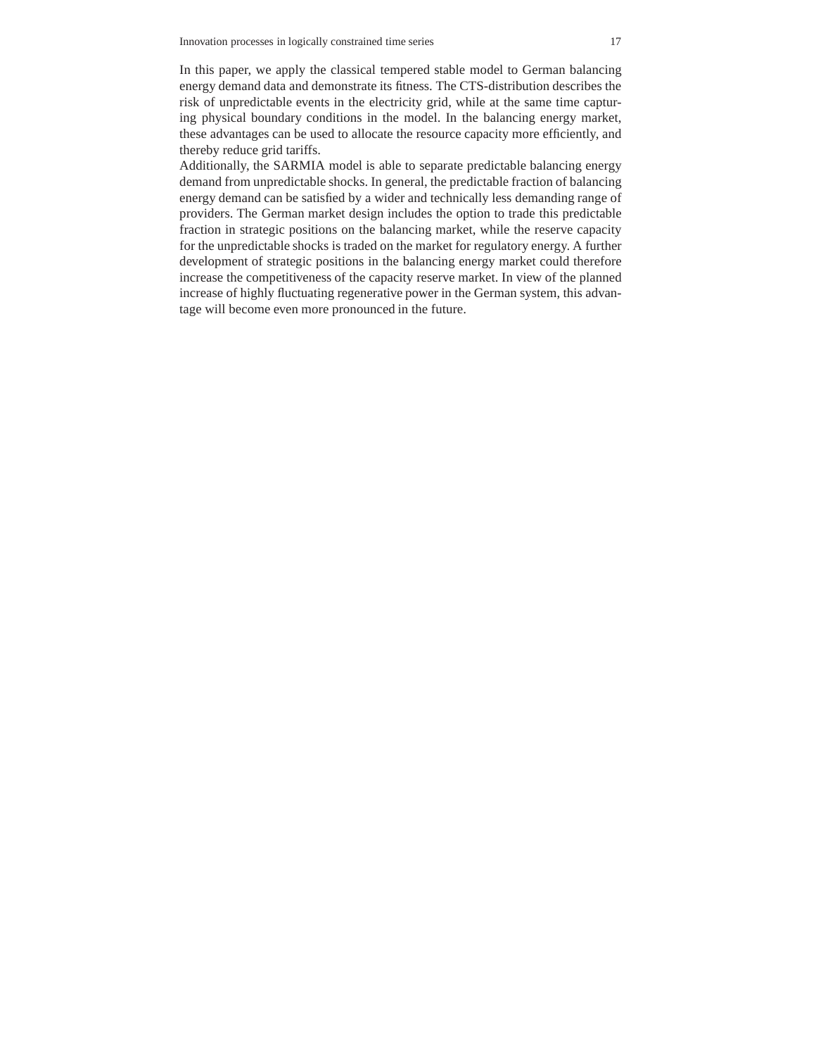In this paper, we apply the classical tempered stable model to German balancing energy demand data and demonstrate its fitness. The CTS-distribution describes the risk of unpredictable events in the electricity grid, while at the same time capturing physical boundary conditions in the model. In the balancing energy market, these advantages can be used to allocate the resource capacity more efficiently, and thereby reduce grid tariffs.

Additionally, the SARMIA model is able to separate predictable balancing energy demand from unpredictable shocks. In general, the predictable fraction of balancing energy demand can be satisfied by a wider and technically less demanding range of providers. The German market design includes the option to trade this predictable fraction in strategic positions on the balancing market, while the reserve capacity for the unpredictable shocks is traded on the market for regulatory energy. A further development of strategic positions in the balancing energy market could therefore increase the competitiveness of the capacity reserve market. In view of the planned increase of highly fluctuating regenerative power in the German system, this advantage will become even more pronounced in the future.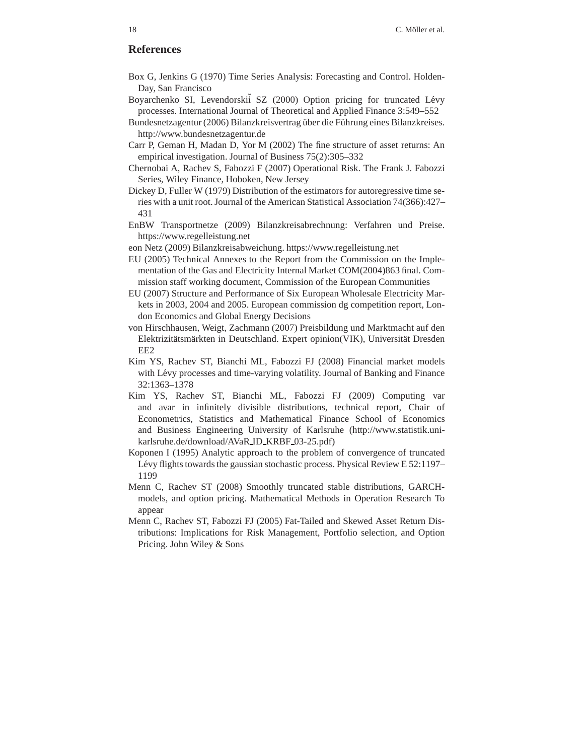## References

Box G, Jenkins G (1970) Time Series Analysis: Forecasting and Control. Holden-Day, San Francisco

Boyarchenko SI, Levendorskiĭ SZ (2000) Option pricing for truncated Lévy processes. International Journal of Theoretical and Applied Finance 3:549–552

Bundesnetzagentur (2006) Bilanzkreisvertrag über die Führung eines Bilanzkreises. http://www.bundesnetzagentur.de

Carr P, Geman H, Madan D, Yor M (2002) The fine structure of asset returns: An empirical investigation. Journal of Business 75(2):305–332

Chernobai A, Rachev S, Fabozzi F (2007) Operational Risk. The Frank J. Fabozzi Series, Wiley Finance, Hoboken, New Jersey

Dickey D, Fuller W (1979) Distribution of the estimators for autoregressive time series with a unit root. Journal of the American Statistical Association 74(366):427–431

EnBW Transportnetze (2009) Bilanzkreisabrechnung: Verfahren und Preise. https://www.regelleistung.net

eon Netz (2009) Bilanzkreisabweichung. https://www.regelleistung.net

EU (2005) Technical Annexes to the Report from the Commission on the Implementation of the Gas and Electricity Internal Market COM(2004)863 final. Commission staff working document, Commission of the European Communities

EU (2007) Structure and Performance of Six European Wholesale Electricity Markets in 2003, 2004 and 2005. European commission dg competition report, London Economics and Global Energy Decisions

von Hirschhausen, Weigt, Zachmann (2007) Preisbildung und Marktmacht auf den Elektrizitätsmärkten in Deutschland. Expert opinion(VIK), Universität Dresden EE2

Kim YS, Rachev ST, Bianchi ML, Fabozzi FJ (2008) Financial market models with Lévy processes and time-varying volatility. Journal of Banking and Finance 32:1363–1378

Kim YS, Rachev ST, Bianchi ML, Fabozzi FJ (2009) Computing var and avar in infinitely divisible distributions, technical report, Chair of Econometrics, Statistics and Mathematical Finance School of Economics and Business Engineering University of Karlsruhe (http://www.statistik.uni-karlsruhe.de/download/AVaR_ID_KRBF_03-25.pdf)

Koponen I (1995) Analytic approach to the problem of convergence of truncated Lévy flights towards the gaussian stochastic process. Physical Review E 52:1197–1199

Menn C, Rachev ST (2008) Smoothly truncated stable distributions, GARCH-models, and option pricing. Mathematical Methods in Operation Research To appear

Menn C, Rachev ST, Fabozzi FJ (2005) Fat-Tailed and Skewed Asset Return Distributions: Implications for Risk Management, Portfolio selection, and Option Pricing. John Wiley & Sons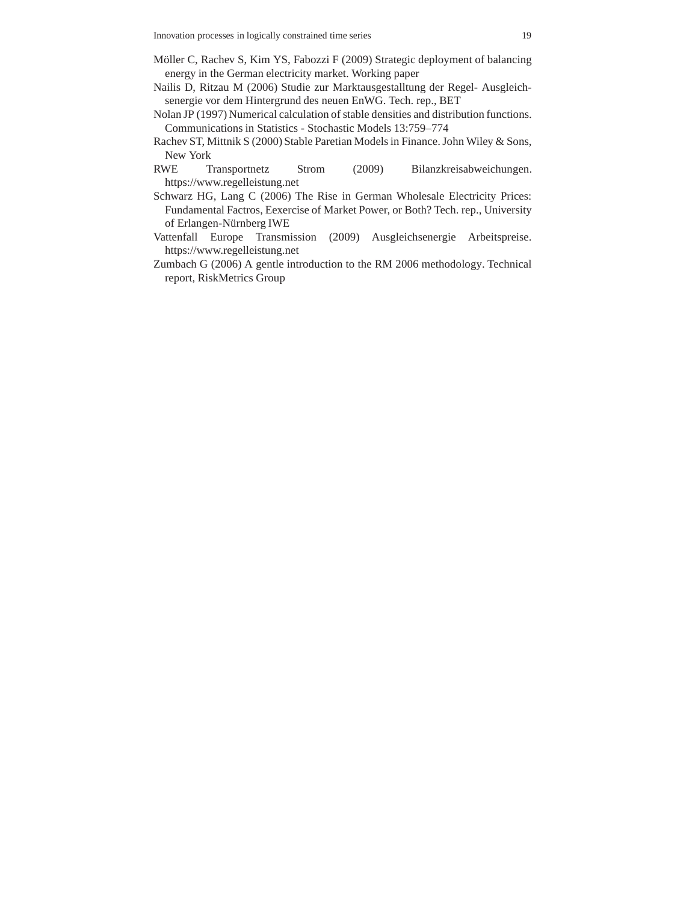Möller C, Rachev S, Kim YS, Fabozzi F (2009) Strategic deployment of balancing energy in the German electricity market. Working paper

Nailis D, Ritzau M (2006) Studie zur Marktausgestalltung der Regel- Ausgleichsenergie vor dem Hintergrund des neuen EnWG. Tech. rep., BET

Nolan JP (1997) Numerical calculation of stable densities and distribution functions. Communications in Statistics - Stochastic Models 13:759–774

Rachev ST, Mittnik S (2000) Stable Paretian Models in Finance. John Wiley & Sons, New York

RWE Transportnetz Strom (2009) Bilanzkreisabweichungen. https://www.regelleistung.net

Schwarz HG, Lang C (2006) The Rise in German Wholesale Electricity Prices: Fundamental Factros, Eexercise of Market Power, or Both? Tech. rep., University of Erlangen-Nürnberg IWE

Vattenfall Europe Transmission (2009) Ausgleichsenergie Arbeitspreise. https://www.regelleistung.net

Zumbach G (2006) A gentle introduction to the RM 2006 methodology. Technical report, RiskMetrics Group